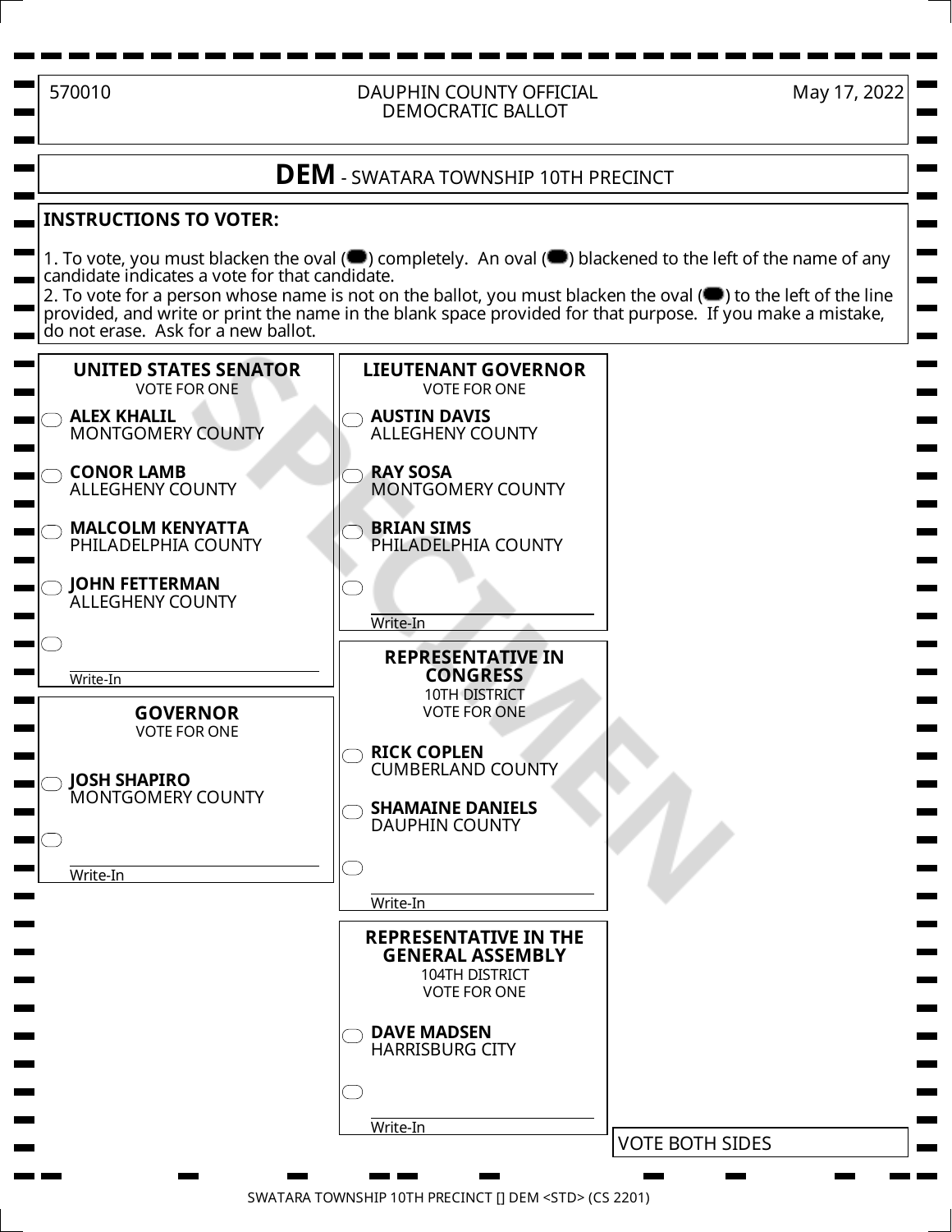570010

DAUPHIN COUNTY OFFICIAL
DEMOCRATIC BALLOT

May 17, 2022

# DEM - SWATARA TOWNSHIP 10TH PRECINCT

**INSTRUCTIONS TO VOTER:**

1. To vote, you must blacken the oval (⬬) completely. An oval (⬬) blackened to the left of the name of any candidate indicates a vote for that candidate.
2. To vote for a person whose name is not on the ballot, you must blacken the oval (⬬) to the left of the line provided, and write or print the name in the blank space provided for that purpose. If you make a mistake, do not erase. Ask for a new ballot.

## UNITED STATES SENATOR
VOTE FOR ONE

- ⬭ **ALEX KHALIL**
  MONTGOMERY COUNTY
- ⬭ **CONOR LAMB**
  ALLEGHENY COUNTY
- ⬭ **MALCOLM KENYATTA**
  PHILADELPHIA COUNTY
- ⬭ **JOHN FETTERMAN**
  ALLEGHENY COUNTY
- ⬭ Write-In

## GOVERNOR
VOTE FOR ONE

- ⬭ **JOSH SHAPIRO**
  MONTGOMERY COUNTY
- ⬭ Write-In

## LIEUTENANT GOVERNOR
VOTE FOR ONE

- ⬭ **AUSTIN DAVIS**
  ALLEGHENY COUNTY
- ⬭ **RAY SOSA**
  MONTGOMERY COUNTY
- ⬭ **BRIAN SIMS**
  PHILADELPHIA COUNTY
- ⬭ Write-In

## REPRESENTATIVE IN CONGRESS
10TH DISTRICT
VOTE FOR ONE

- ⬭ **RICK COPLEN**
  CUMBERLAND COUNTY
- ⬭ **SHAMAINE DANIELS**
  DAUPHIN COUNTY
- ⬭ Write-In

## REPRESENTATIVE IN THE GENERAL ASSEMBLY
104TH DISTRICT
VOTE FOR ONE

- ⬭ **DAVE MADSEN**
  HARRISBURG CITY
- ⬭ Write-In

VOTE BOTH SIDES

SWATARA TOWNSHIP 10TH PRECINCT [] DEM <STD> (CS 2201)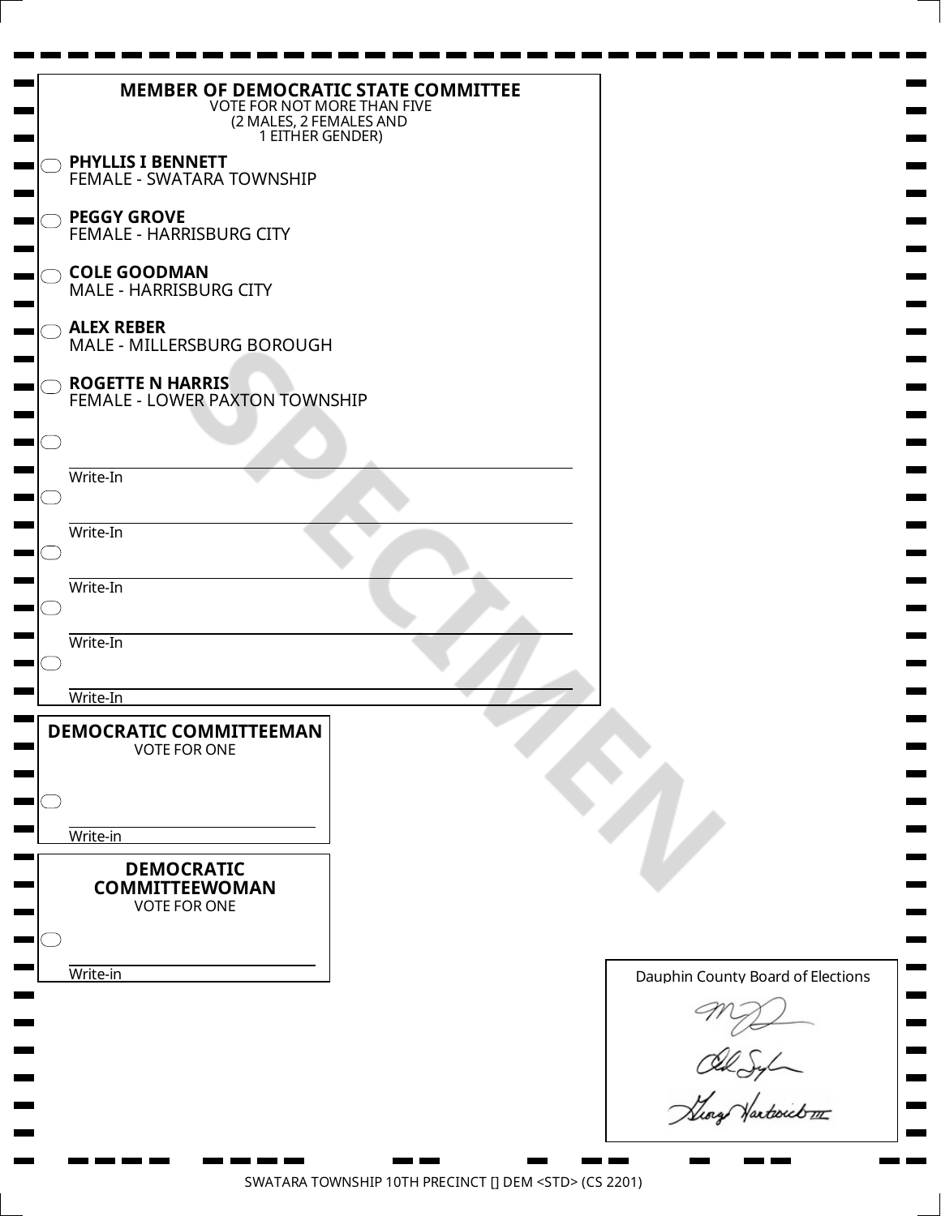## MEMBER OF DEMOCRATIC STATE COMMITTEE

VOTE FOR NOT MORE THAN FIVE
(2 MALES, 2 FEMALES AND
1 EITHER GENDER)

- **PHYLLIS I BENNETT**
  FEMALE - SWATARA TOWNSHIP
- **PEGGY GROVE**
  FEMALE - HARRISBURG CITY
- **COLE GOODMAN**
  MALE - HARRISBURG CITY
- **ALEX REBER**
  MALE - MILLERSBURG BOROUGH
- **ROGETTE N HARRIS**
  FEMALE - LOWER PAXTON TOWNSHIP
- Write-In
- Write-In
- Write-In
- Write-In
- Write-In

## DEMOCRATIC COMMITTEEMAN

VOTE FOR ONE

- Write-in

## DEMOCRATIC COMMITTEEWOMAN

VOTE FOR ONE

- Write-in

Dauphin County Board of Elections

SPECIMEN

SWATARA TOWNSHIP 10TH PRECINCT [] DEM <STD> (CS 2201)